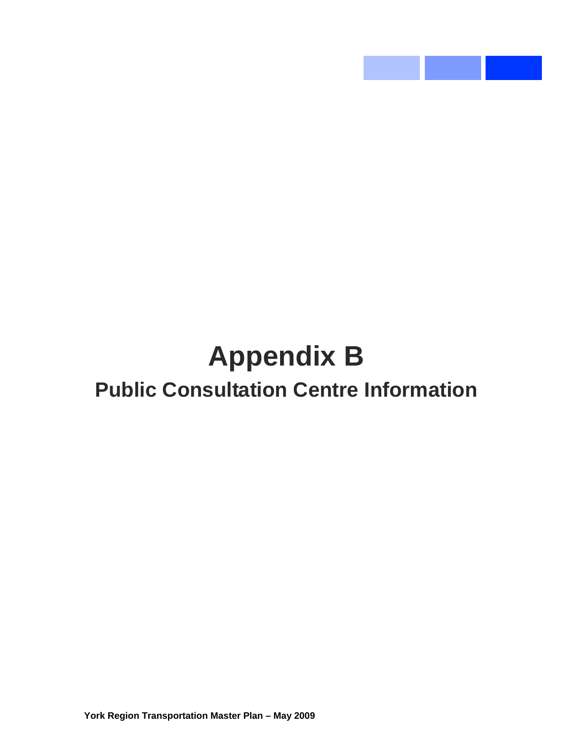# Appendix B

## Public Consultation Centre Information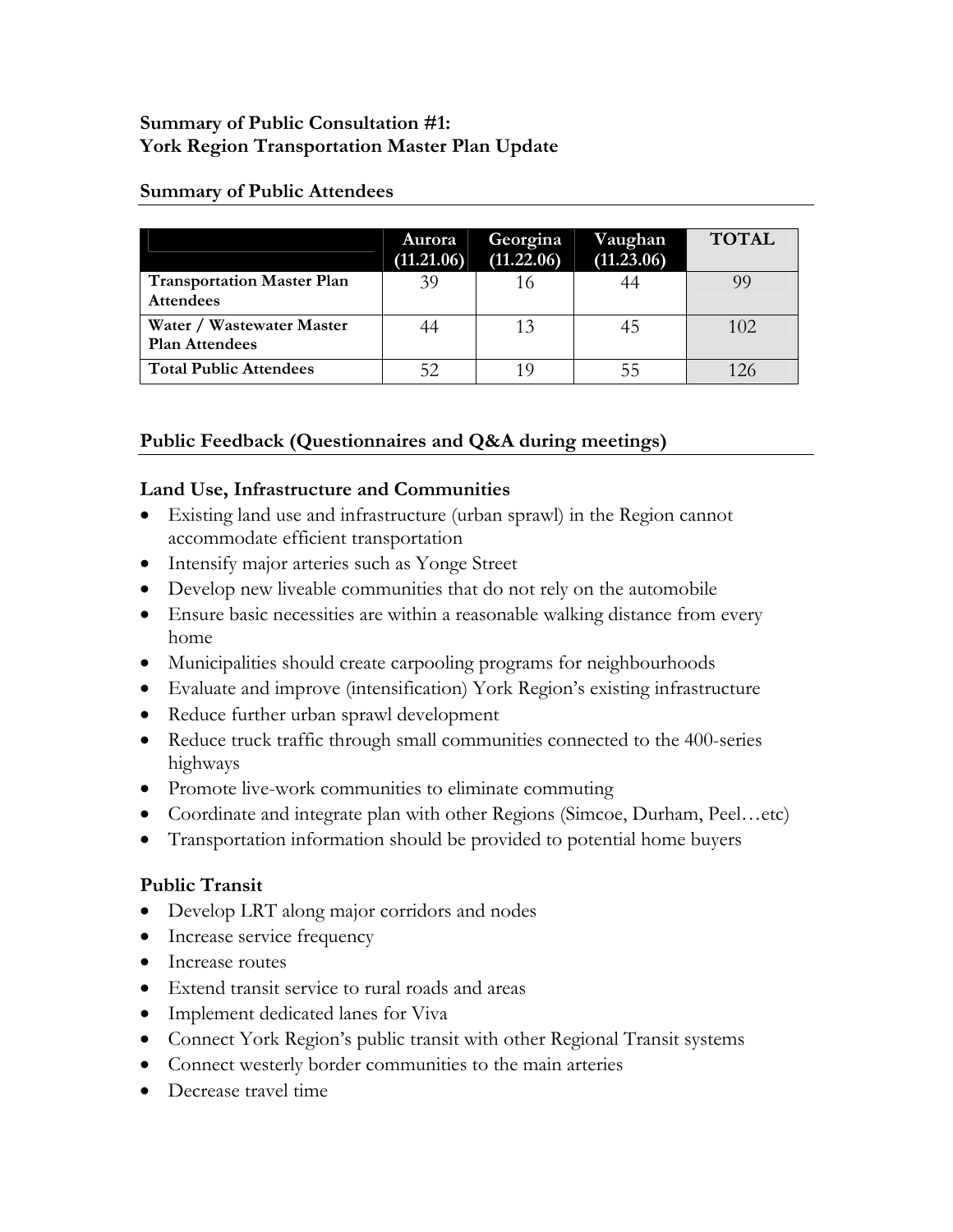**Summary of Public Consultation #1:**
**York Region Transportation Master Plan Update**

**Summary of Public Attendees**

| | Aurora (11.21.06) | Georgina (11.22.06) | Vaughan (11.23.06) | TOTAL |
|---|---|---|---|---|
| **Transportation Master Plan Attendees** | 39 | 16 | 44 | 99 |
| **Water / Wastewater Master Plan Attendees** | 44 | 13 | 45 | 102 |
| **Total Public Attendees** | 52 | 19 | 55 | 126 |

**Public Feedback (Questionnaires and Q&A during meetings)**

**Land Use, Infrastructure and Communities**

- Existing land use and infrastructure (urban sprawl) in the Region cannot accommodate efficient transportation
- Intensify major arteries such as Yonge Street
- Develop new liveable communities that do not rely on the automobile
- Ensure basic necessities are within a reasonable walking distance from every home
- Municipalities should create carpooling programs for neighbourhoods
- Evaluate and improve (intensification) York Region's existing infrastructure
- Reduce further urban sprawl development
- Reduce truck traffic through small communities connected to the 400-series highways
- Promote live-work communities to eliminate commuting
- Coordinate and integrate plan with other Regions (Simcoe, Durham, Peel…etc)
- Transportation information should be provided to potential home buyers

**Public Transit**

- Develop LRT along major corridors and nodes
- Increase service frequency
- Increase routes
- Extend transit service to rural roads and areas
- Implement dedicated lanes for Viva
- Connect York Region's public transit with other Regional Transit systems
- Connect westerly border communities to the main arteries
- Decrease travel time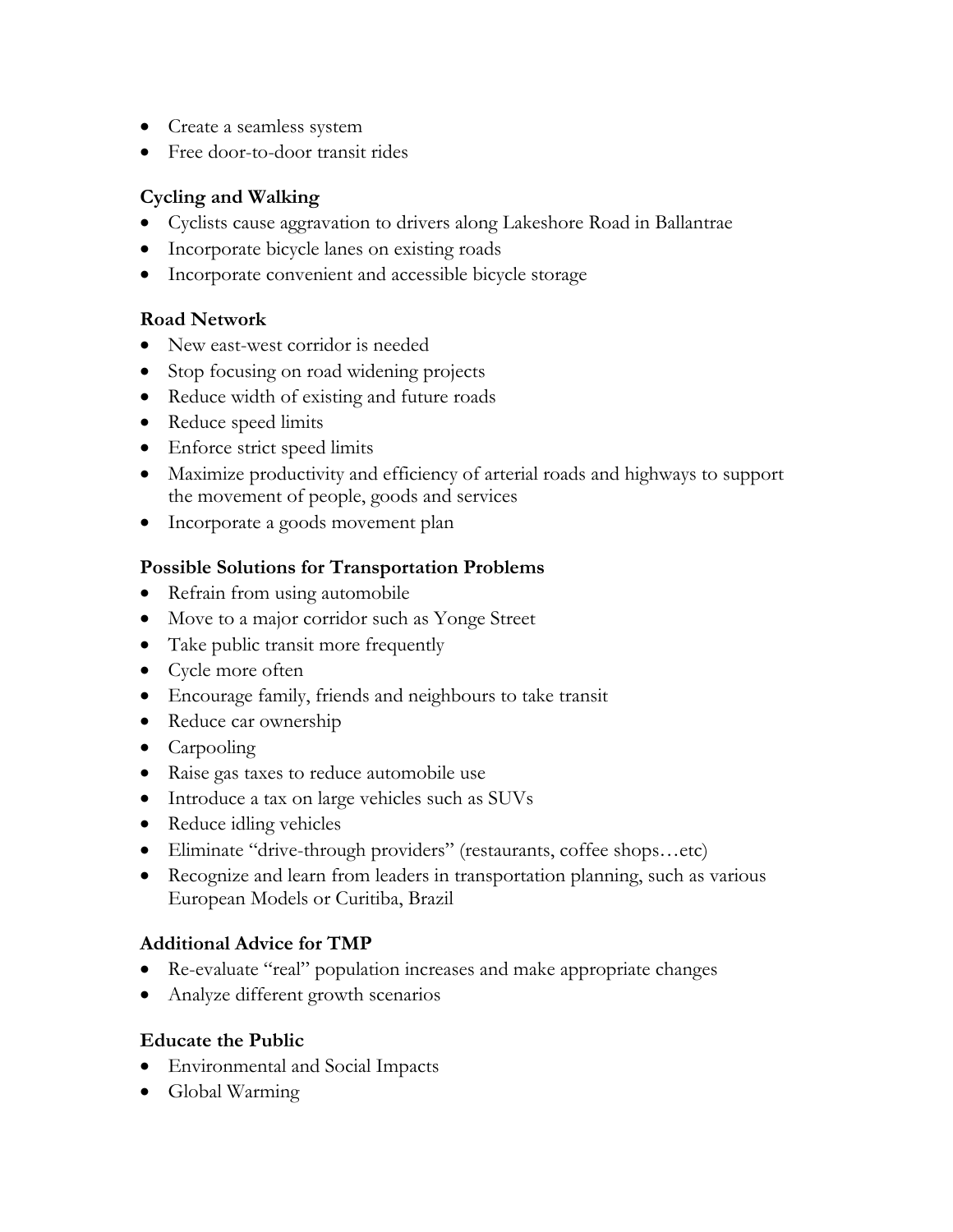- Create a seamless system
- Free door-to-door transit rides

**Cycling and Walking**

- Cyclists cause aggravation to drivers along Lakeshore Road in Ballantrae
- Incorporate bicycle lanes on existing roads
- Incorporate convenient and accessible bicycle storage

**Road Network**

- New east-west corridor is needed
- Stop focusing on road widening projects
- Reduce width of existing and future roads
- Reduce speed limits
- Enforce strict speed limits
- Maximize productivity and efficiency of arterial roads and highways to support the movement of people, goods and services
- Incorporate a goods movement plan

**Possible Solutions for Transportation Problems**

- Refrain from using automobile
- Move to a major corridor such as Yonge Street
- Take public transit more frequently
- Cycle more often
- Encourage family, friends and neighbours to take transit
- Reduce car ownership
- Carpooling
- Raise gas taxes to reduce automobile use
- Introduce a tax on large vehicles such as SUVs
- Reduce idling vehicles
- Eliminate "drive-through providers" (restaurants, coffee shops…etc)
- Recognize and learn from leaders in transportation planning, such as various European Models or Curitiba, Brazil

**Additional Advice for TMP**

- Re-evaluate "real" population increases and make appropriate changes
- Analyze different growth scenarios

**Educate the Public**

- Environmental and Social Impacts
- Global Warming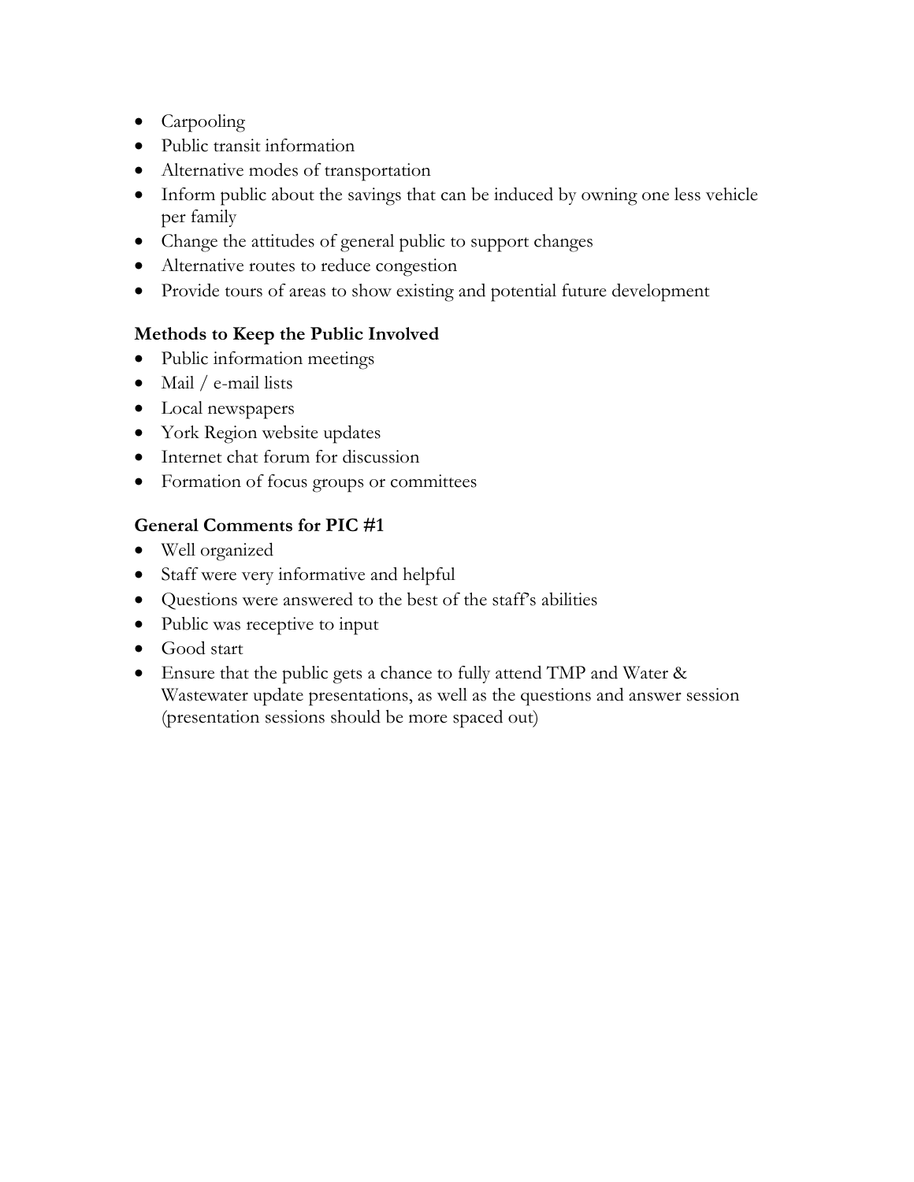- Carpooling
- Public transit information
- Alternative modes of transportation
- Inform public about the savings that can be induced by owning one less vehicle per family
- Change the attitudes of general public to support changes
- Alternative routes to reduce congestion
- Provide tours of areas to show existing and potential future development

**Methods to Keep the Public Involved**

- Public information meetings
- Mail / e-mail lists
- Local newspapers
- York Region website updates
- Internet chat forum for discussion
- Formation of focus groups or committees

**General Comments for PIC #1**

- Well organized
- Staff were very informative and helpful
- Questions were answered to the best of the staff's abilities
- Public was receptive to input
- Good start
- Ensure that the public gets a chance to fully attend TMP and Water & Wastewater update presentations, as well as the questions and answer session (presentation sessions should be more spaced out)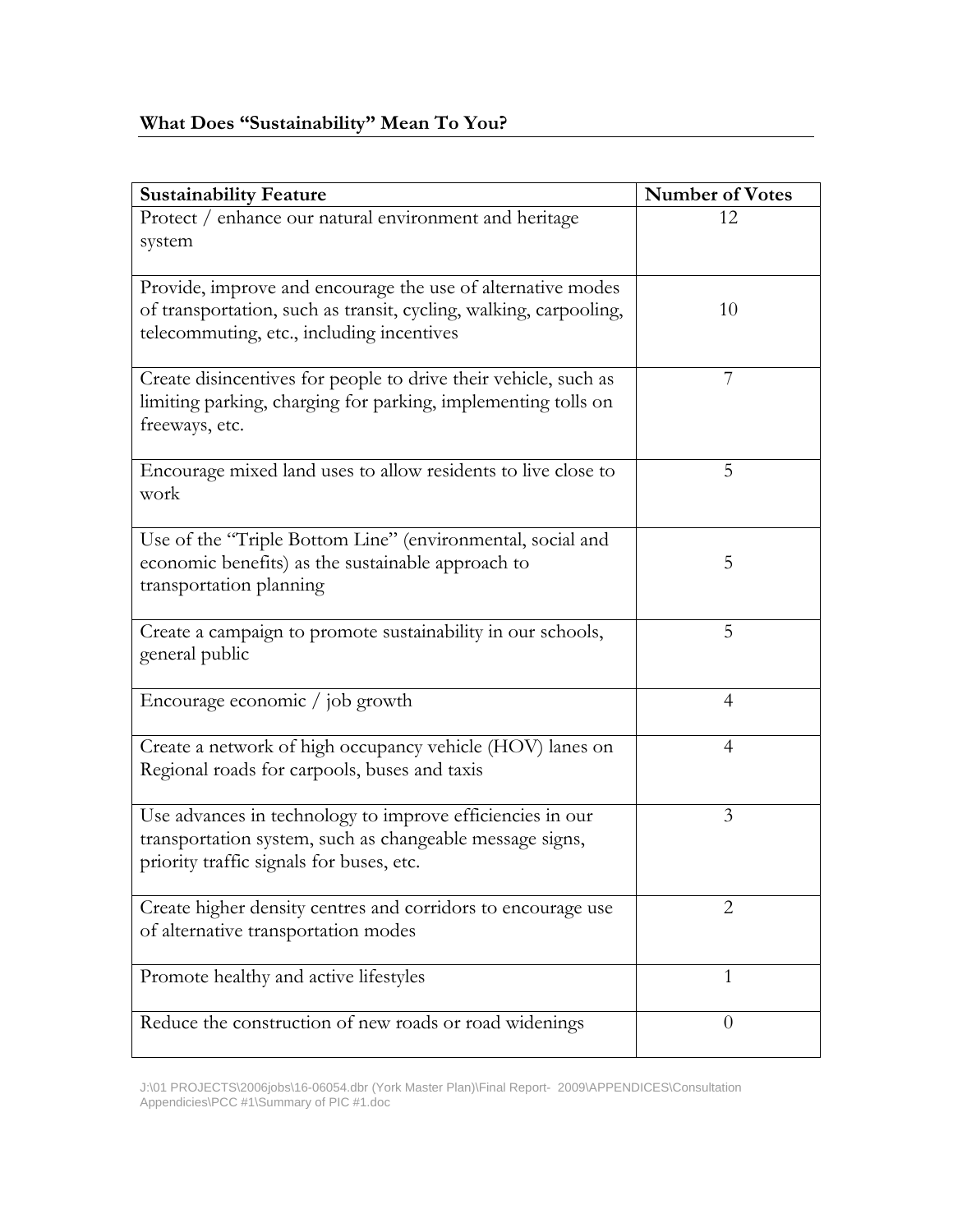**What Does "Sustainability" Mean To You?**

| Sustainability Feature | Number of Votes |
|---|---|
| Protect / enhance our natural environment and heritage system | 12 |
| Provide, improve and encourage the use of alternative modes of transportation, such as transit, cycling, walking, carpooling, telecommuting, etc., including incentives | 10 |
| Create disincentives for people to drive their vehicle, such as limiting parking, charging for parking, implementing tolls on freeways, etc. | 7 |
| Encourage mixed land uses to allow residents to live close to work | 5 |
| Use of the "Triple Bottom Line" (environmental, social and economic benefits) as the sustainable approach to transportation planning | 5 |
| Create a campaign to promote sustainability in our schools, general public | 5 |
| Encourage economic / job growth | 4 |
| Create a network of high occupancy vehicle (HOV) lanes on Regional roads for carpools, buses and taxis | 4 |
| Use advances in technology to improve efficiencies in our transportation system, such as changeable message signs, priority traffic signals for buses, etc. | 3 |
| Create higher density centres and corridors to encourage use of alternative transportation modes | 2 |
| Promote healthy and active lifestyles | 1 |
| Reduce the construction of new roads or road widenings | 0 |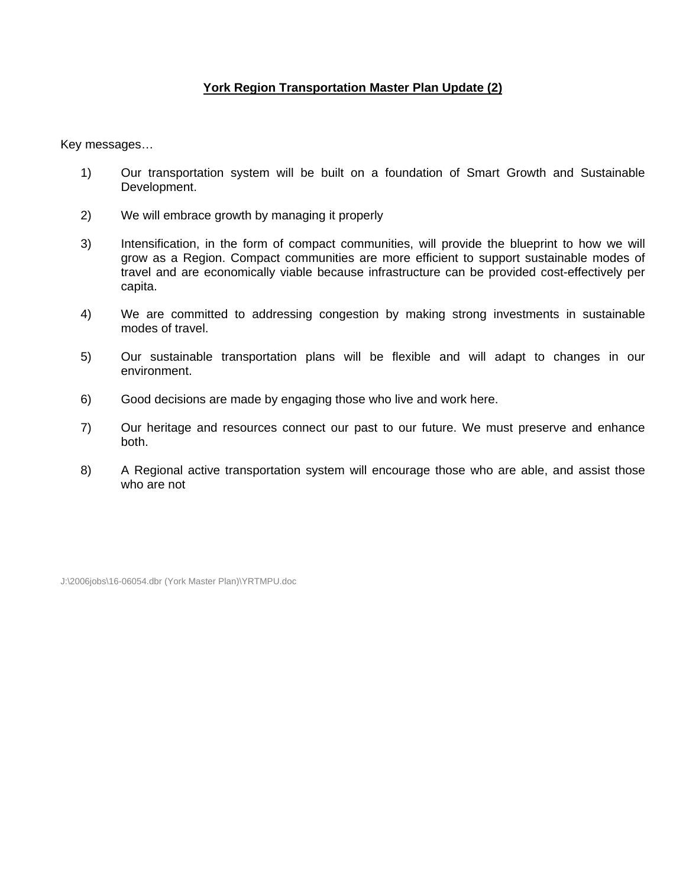**York Region Transportation Master Plan Update (2)**

Key messages…

1) Our transportation system will be built on a foundation of Smart Growth and Sustainable Development.

2) We will embrace growth by managing it properly

3) Intensification, in the form of compact communities, will provide the blueprint to how we will grow as a Region. Compact communities are more efficient to support sustainable modes of travel and are economically viable because infrastructure can be provided cost-effectively per capita.

4) We are committed to addressing congestion by making strong investments in sustainable modes of travel.

5) Our sustainable transportation plans will be flexible and will adapt to changes in our environment.

6) Good decisions are made by engaging those who live and work here.

7) Our heritage and resources connect our past to our future. We must preserve and enhance both.

8) A Regional active transportation system will encourage those who are able, and assist those who are not

J:\2006jobs\16-06054.dbr (York Master Plan)\YRTMPU.doc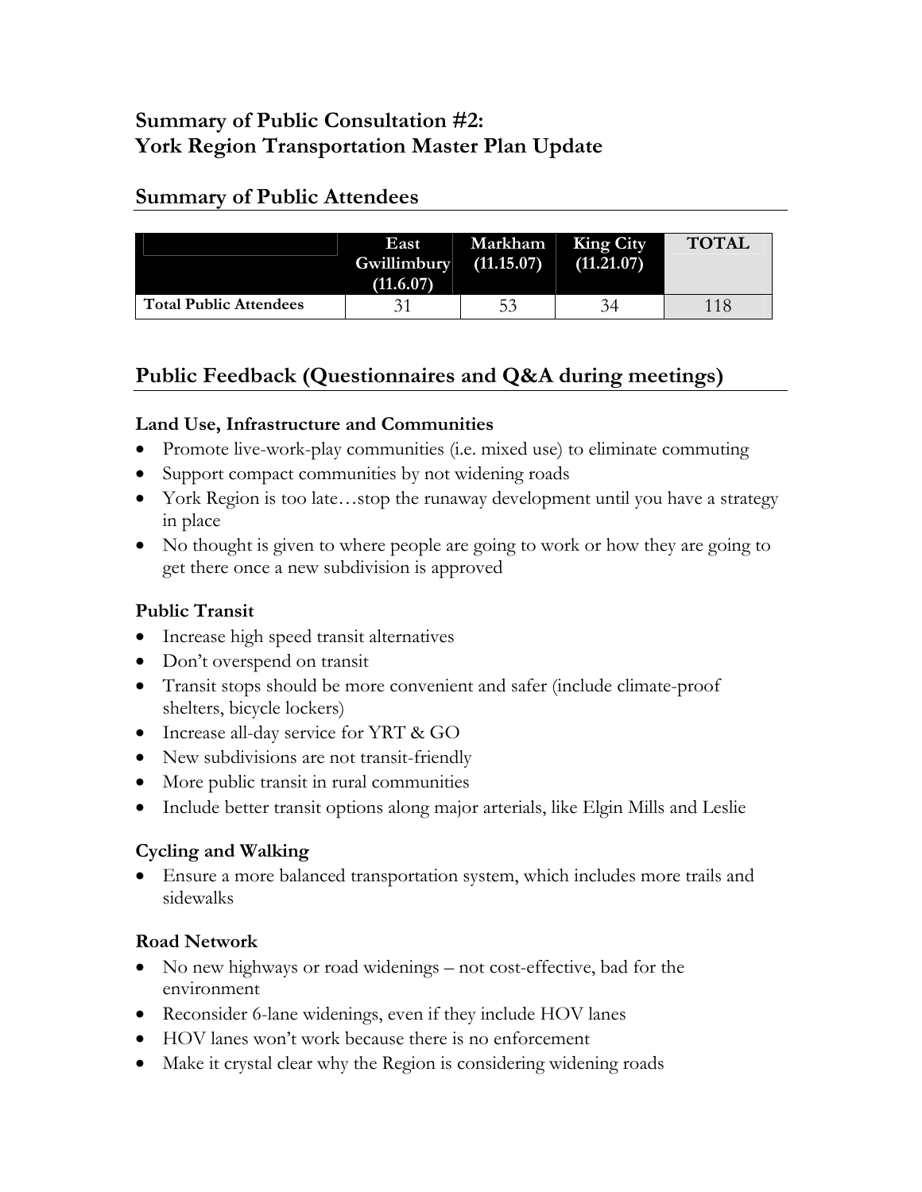# Summary of Public Consultation #2:
# York Region Transportation Master Plan Update

## Summary of Public Attendees

| | East Gwillimbury (11.6.07) | Markham (11.15.07) | King City (11.21.07) | TOTAL |
|---|---|---|---|---|
| **Total Public Attendees** | 31 | 53 | 34 | 118 |

## Public Feedback (Questionnaires and Q&A during meetings)

### Land Use, Infrastructure and Communities

- Promote live-work-play communities (i.e. mixed use) to eliminate commuting
- Support compact communities by not widening roads
- York Region is too late…stop the runaway development until you have a strategy in place
- No thought is given to where people are going to work or how they are going to get there once a new subdivision is approved

### Public Transit

- Increase high speed transit alternatives
- Don't overspend on transit
- Transit stops should be more convenient and safer (include climate-proof shelters, bicycle lockers)
- Increase all-day service for YRT & GO
- New subdivisions are not transit-friendly
- More public transit in rural communities
- Include better transit options along major arterials, like Elgin Mills and Leslie

### Cycling and Walking

- Ensure a more balanced transportation system, which includes more trails and sidewalks

### Road Network

- No new highways or road widenings – not cost-effective, bad for the environment
- Reconsider 6-lane widenings, even if they include HOV lanes
- HOV lanes won't work because there is no enforcement
- Make it crystal clear why the Region is considering widening roads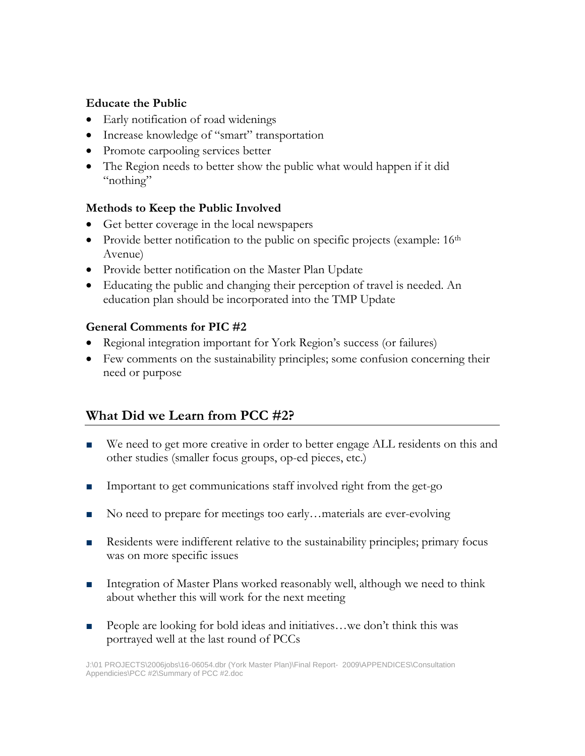**Educate the Public**

- Early notification of road widenings
- Increase knowledge of "smart" transportation
- Promote carpooling services better
- The Region needs to better show the public what would happen if it did "nothing"

**Methods to Keep the Public Involved**

- Get better coverage in the local newspapers
- Provide better notification to the public on specific projects (example: 16th Avenue)
- Provide better notification on the Master Plan Update
- Educating the public and changing their perception of travel is needed. An education plan should be incorporated into the TMP Update

**General Comments for PIC #2**

- Regional integration important for York Region's success (or failures)
- Few comments on the sustainability principles; some confusion concerning their need or purpose

## What Did we Learn from PCC #2?

- We need to get more creative in order to better engage ALL residents on this and other studies (smaller focus groups, op-ed pieces, etc.)
- Important to get communications staff involved right from the get-go
- No need to prepare for meetings too early…materials are ever-evolving
- Residents were indifferent relative to the sustainability principles; primary focus was on more specific issues
- Integration of Master Plans worked reasonably well, although we need to think about whether this will work for the next meeting
- People are looking for bold ideas and initiatives…we don't think this was portrayed well at the last round of PCCs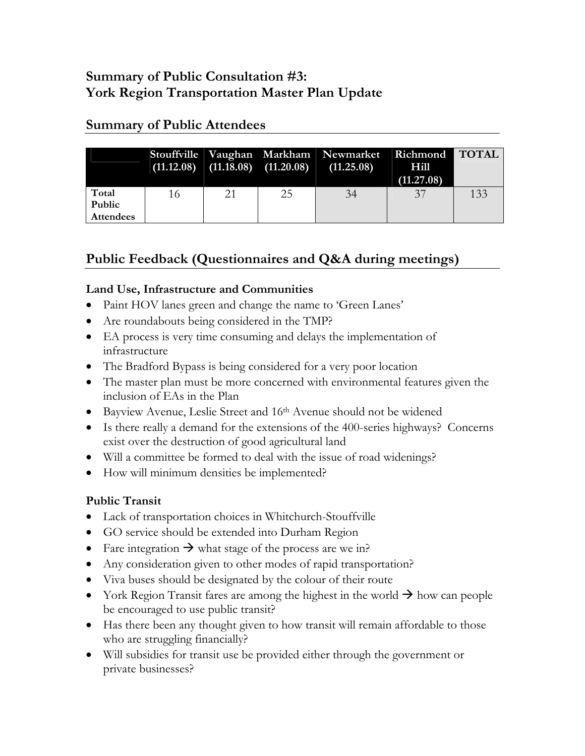# Summary of Public Consultation #3:
# York Region Transportation Master Plan Update

## Summary of Public Attendees

| | Stouffville (11.12.08) | Vaughan (11.18.08) | Markham (11.20.08) | Newmarket (11.25.08) | Richmond Hill (11.27.08) | TOTAL |
|---|---|---|---|---|---|---|
| Total Public Attendees | 16 | 21 | 25 | 34 | 37 | 133 |

## Public Feedback (Questionnaires and Q&A during meetings)

### Land Use, Infrastructure and Communities

- Paint HOV lanes green and change the name to 'Green Lanes'
- Are roundabouts being considered in the TMP?
- EA process is very time consuming and delays the implementation of infrastructure
- The Bradford Bypass is being considered for a very poor location
- The master plan must be more concerned with environmental features given the inclusion of EAs in the Plan
- Bayview Avenue, Leslie Street and 16th Avenue should not be widened
- Is there really a demand for the extensions of the 400-series highways? Concerns exist over the destruction of good agricultural land
- Will a committee be formed to deal with the issue of road widenings?
- How will minimum densities be implemented?

### Public Transit

- Lack of transportation choices in Whitchurch-Stouffville
- GO service should be extended into Durham Region
- Fare integration → what stage of the process are we in?
- Any consideration given to other modes of rapid transportation?
- Viva buses should be designated by the colour of their route
- York Region Transit fares are among the highest in the world → how can people be encouraged to use public transit?
- Has there been any thought given to how transit will remain affordable to those who are struggling financially?
- Will subsidies for transit use be provided either through the government or private businesses?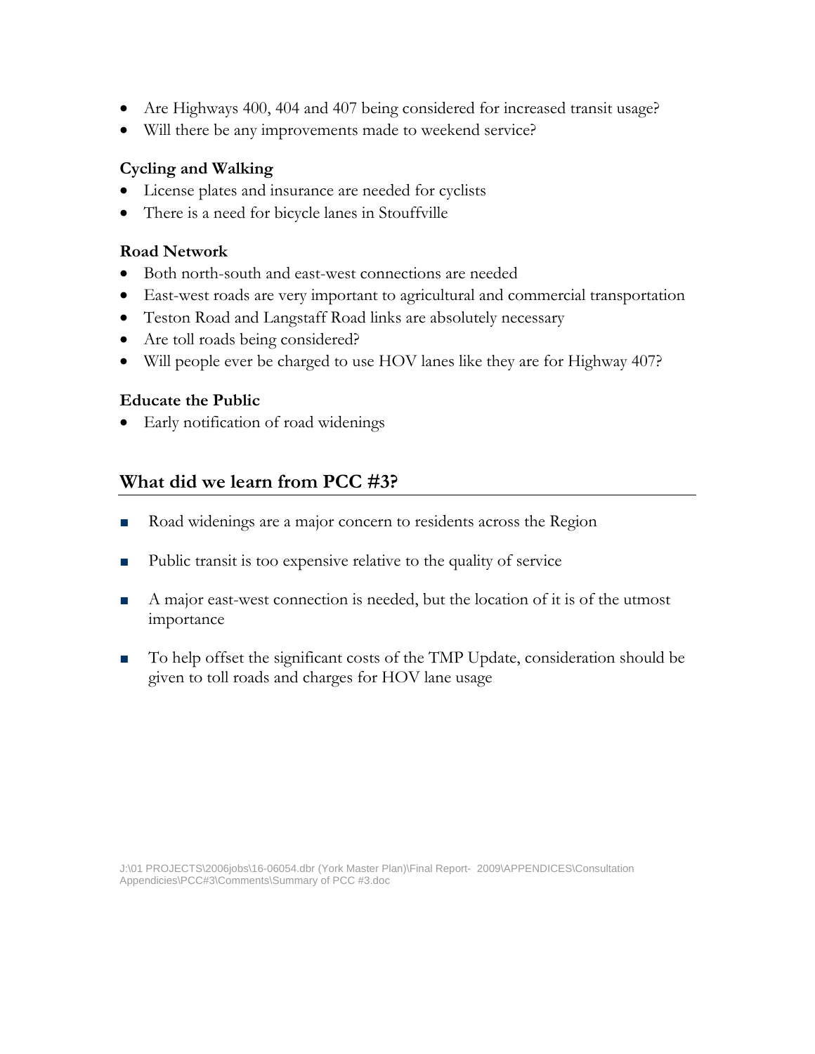- Are Highways 400, 404 and 407 being considered for increased transit usage?
- Will there be any improvements made to weekend service?

**Cycling and Walking**

- License plates and insurance are needed for cyclists
- There is a need for bicycle lanes in Stouffville

**Road Network**

- Both north-south and east-west connections are needed
- East-west roads are very important to agricultural and commercial transportation
- Teston Road and Langstaff Road links are absolutely necessary
- Are toll roads being considered?
- Will people ever be charged to use HOV lanes like they are for Highway 407?

**Educate the Public**

- Early notification of road widenings

## What did we learn from PCC #3?

- Road widenings are a major concern to residents across the Region
- Public transit is too expensive relative to the quality of service
- A major east-west connection is needed, but the location of it is of the utmost importance
- To help offset the significant costs of the TMP Update, consideration should be given to toll roads and charges for HOV lane usage